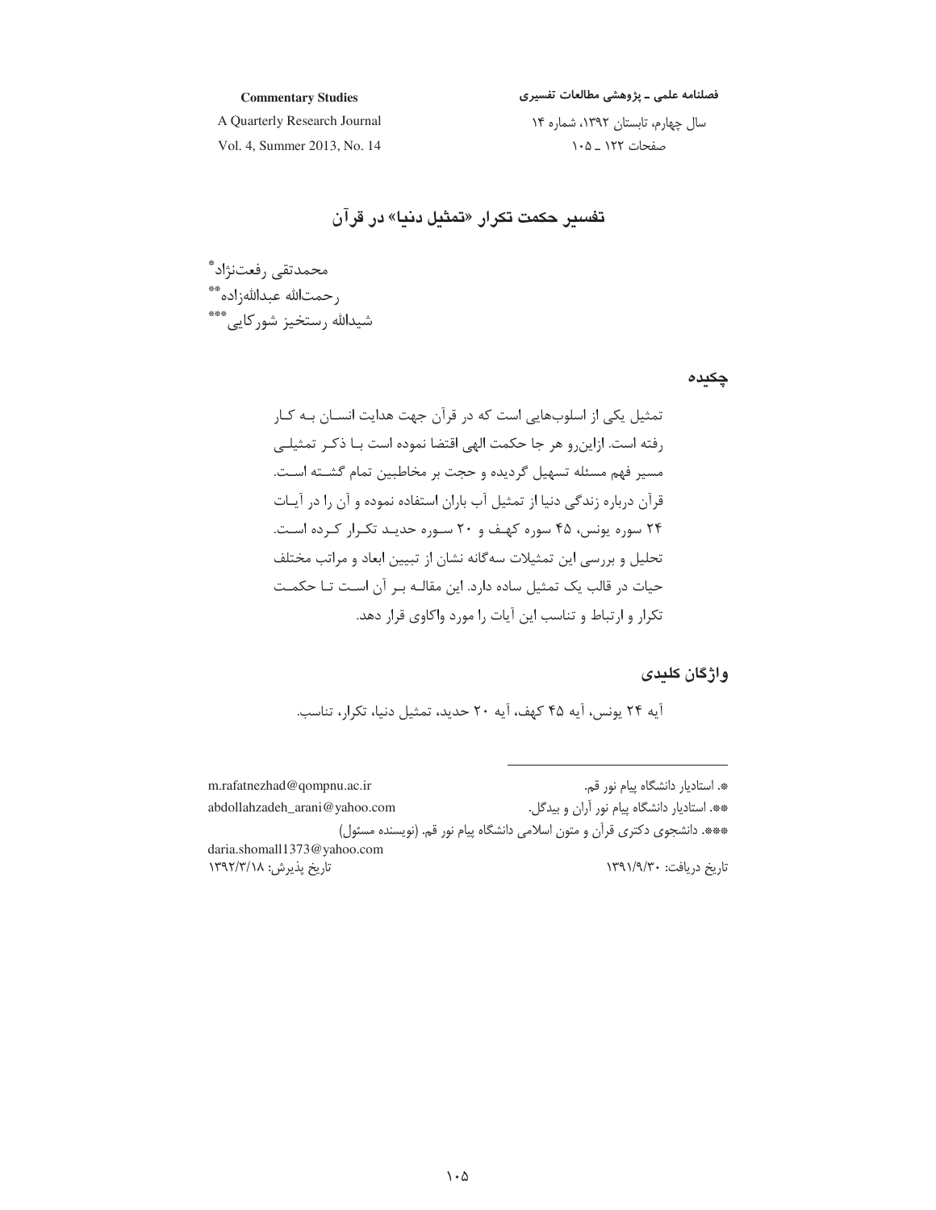# تفسیر حکمت تکرار «تمثیل دنیا» در قرآن

محمدتقی رفعت‌نژاد*
رحمت‌الله عبدالله‌زاده**
شیدالله رستخیز شورکایی***

## چکیده

تمثیل یکی از اسلوب‌هایی است که در قرآن جهت هدایت انسان به کار رفته است. ازاین‌رو هر جا حکمت الهی اقتضا نموده است با ذکر تمثیلی مسیر فهم مسئله تسهیل گردیده و حجت بر مخاطبین تمام گشته است. قرآن درباره زندگی دنیا از تمثیل آب باران استفاده نموده و آن را در آیات ۲۴ سوره یونس، ۴۵ سوره کهف و ۲۰ سوره حدید تکرار کرده است. تحلیل و بررسی این تمثیلات سه‌گانه نشان از تبیین ابعاد و مراتب مختلف حیات در قالب یک تمثیل ساده دارد. این مقاله بر آن است تا حکمت تکرار و ارتباط و تناسب این آیات را مورد واکاوی قرار دهد.

## واژگان کلیدی

آیه ۲۴ یونس، آیه ۴۵ کهف، آیه ۲۰ حدید، تمثیل دنیا، تکرار، تناسب.

---

*. استادیار دانشگاه پیام نور قم. m.rafatnezhad@qompnu.ac.ir

**. استادیار دانشگاه پیام نور آران و بیدگل. abdollahzadeh_arani@yahoo.com

***. دانشجوی دکتری قرآن و متون اسلامی دانشگاه پیام نور قم. (نویسنده مسئول) daria.shomall1373@yahoo.com

تاریخ دریافت: ۱۳۹۱/۹/۳۰ — تاریخ پذیرش: ۱۳۹۲/۳/۱۸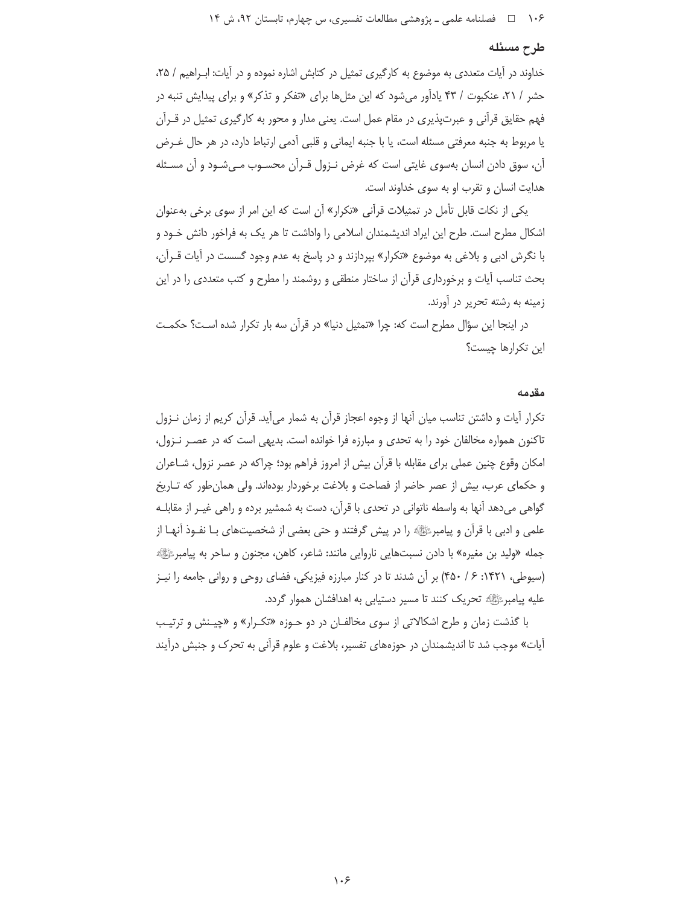## طرح مسئله

خداوند در آیات متعددی به موضوع به کارگیری تمثیل در کتابش اشاره نموده و در آیات: ابـراهیم / ۲۵، حشر / ۲۱، عنکبوت / ۴۳ یادآور می‌شود که این مثل‌ها برای «تفکر و تذکر» و برای پیدایش تنبه در فهم حقایق قرآنی و عبرت‌پذیری در مقام عمل است. یعنی مدار و محور به کارگیری تمثیل در قـرآن یا مربوط به جنبه معرفتی مسئله است، یا با جنبه ایمانی و قلبی آدمی ارتباط دارد، در هر حال غـرض آن، سوق دادن انسان به‌سوی غایتی است که غرض نـزول قـرآن محسـوب مـی‌شـود و آن مسـئله هدایت انسان و تقرب او به سوی خداوند است.

یکی از نکات قابل تأمل در تمثیلات قرآنی «تکرار» آن است که این امر از سوی برخی به‌عنوان اشکال مطرح است. طرح این ایراد اندیشمندان اسلامی را واداشت تا هر یک به فراخور دانش خـود و با نگرش ادبی و بلاغی به موضوع «تکرار» بپردازند و در پاسخ به عدم وجود گسست در آیات قـرآن، بحث تناسب آیات و برخورداری قرآن از ساختار منطقی و روشمند را مطرح و کتب متعددی را در این زمینه به رشته تحریر در آورند.

در اینجا این سؤال مطرح است که: چرا «تمثیل دنیا» در قرآن سه بار تکرار شده اسـت؟ حکمـت این تکرارها چیست؟

## مقدمه

تکرار آیات و داشتن تناسب میان آنها از وجوه اعجاز قرآن به شمار می‌آید. قرآن کریم از زمان نـزول تاکنون همواره مخالفان خود را به تحدی و مبارزه فرا خوانده است. بدیهی است که در عصـر نـزول، امکان وقوع چنین عملی برای مقابله با قرآن بیش از امروز فراهم بود؛ چراکه در عصر نزول، شـاعران و حکمای عرب، بیش از عصر حاضر از فصاحت و بلاغت برخوردار بوده‌اند. ولی همان‌طور که تـاریخ گواهی می‌دهد آنها به واسطه ناتوانی در تحدی با قرآن، دست به شمشیر برده و راهی غیـر از مقابلـه علمی و ادبی با قرآن و پیامبرﷺ را در پیش گرفتند و حتی بعضی از شخصیت‌های بـا نفـوذ آنهـا از جمله «ولید بن مغیره» با دادن نسبت‌هایی ناروایی مانند: شاعر، کاهن، مجنون و ساحر به پیامبرﷺ (سیوطی، ۱۴۲۱: ۶ / ۴۵۰) بر آن شدند تا در کنار مبارزه فیزیکی، فضای روحی و روانی جامعه را نیـز علیه پیامبرﷺ تحریک کنند تا مسیر دستیابی به اهدافشان هموار گردد.

با گذشت زمان و طرح اشکالاتی از سوی مخالفـان در دو حـوزه «تکـرار» و «چیـنش و ترتیـب آیات» موجب شد تا اندیشمندان در حوزه‌های تفسیر، بلاغت و علوم قرآنی به تحرک و جنبش درآیند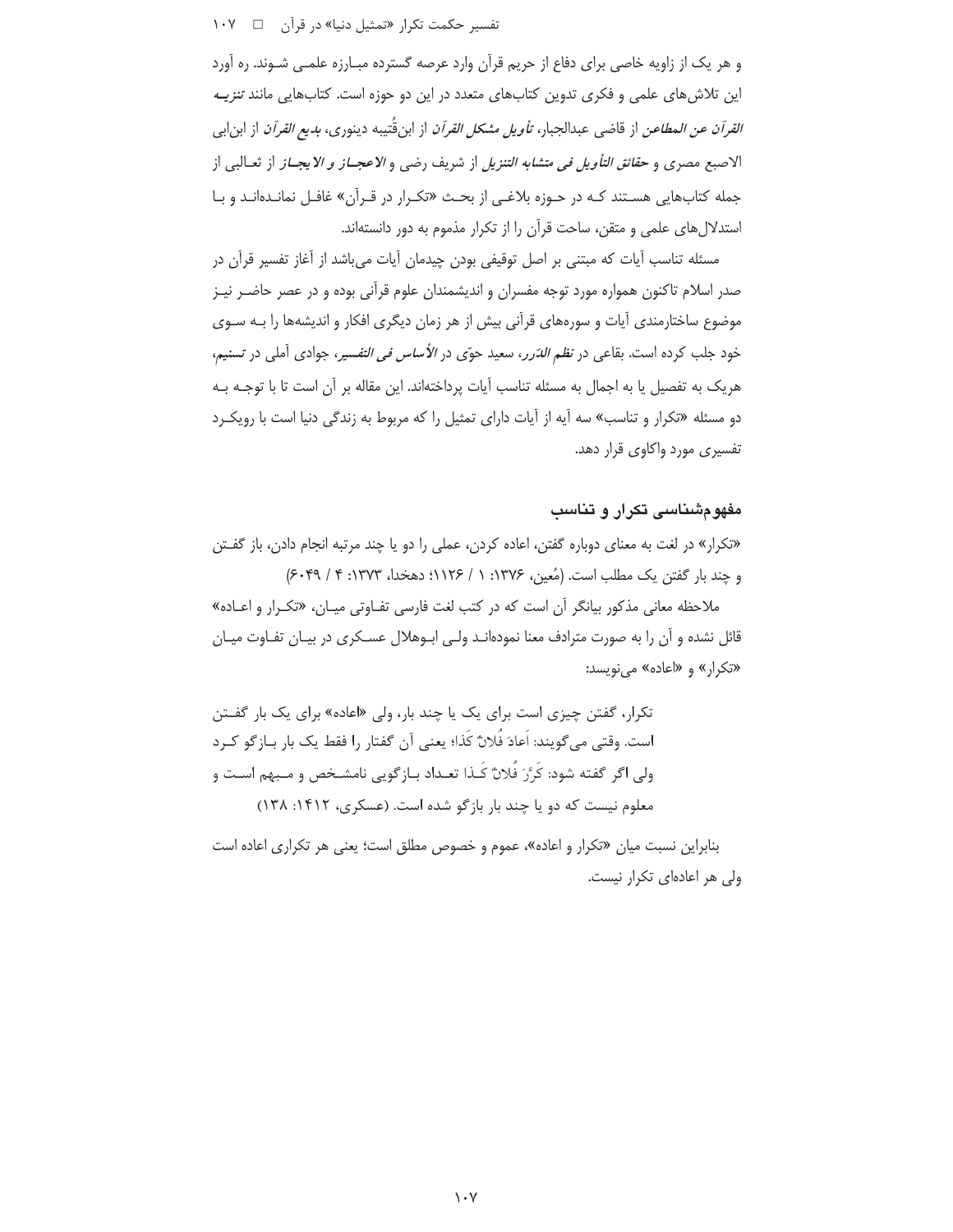و هر یک از زاویه خاصی برای دفاع از حریم قرآن وارد عرصه گسترده مبـارزه علمـی شـوند. ره آورد این تلاش‌های علمی و فکری تدوین کتاب‌های متعدد در این دو حوزه است. کتاب‌هایی مانند *تنزیه القرآن عن المطاعن* از قاضی عبدالجبار، *تأویل مشکل القرآن* از ابن‌قُتیبه دینوری، *بدیع القرآن* از ابن‌ابی الاصبع مصری و *حقائق التأویل فی متشابه التنزیل* از شریف رضی و *الاعجـاز و الایجـاز* از ثعـالبی از جمله کتاب‌هایی هسـتند کـه در حـوزه بلاغـی از بحـث «تکـرار در قـرآن» غافـل نمانـده‌انـد و بـا استدلال‌های علمی و متقن، ساحت قرآن را از تکرار مذموم به دور دانسته‌اند.

مسئله تناسب آیات که مبتنی بر اصل توقیفی بودن چیدمان آیات می‌باشد از آغاز تفسیر قرآن در صدر اسلام تاکنون همواره مورد توجه مفسران و اندیشمندان علوم قرآنی بوده و در عصر حاضـر نیـز موضوع ساختارمندی آیات و سوره‌های قرآنی بیش از هر زمان دیگری افکار و اندیشه‌ها را بـه سـوی خود جلب کرده است. بقاعی در *نظم الدّرر*، سعید حوّی در *الأساس فی التفسیر*، جوادی آملی در *تسنیم*، هریک به تفصیل یا به اجمال به مسئله تناسب آیات پرداخته‌اند. این مقاله بر آن است تا با توجـه بـه دو مسئله «تکرار و تناسب» سه آیه از آیات دارای تمثیل را که مربوط به زندگی دنیا است با رویکـرد تفسیری مورد واکاوی قرار دهد.

## مفهوم‌شناسی تکرار و تناسب

«تکرار» در لغت به معنای دوباره گفتن، اعاده کردن، عملی را دو یا چند مرتبه انجام دادن، باز گفـتن و چند بار گفتن یک مطلب است. (مُعین، ۱۳۷۶: ۱ / ۱۱۲۶؛ دهخدا، ۱۳۷۳: ۴ / ۶۰۴۹)

ملاحظه معانی مذکور بیانگر آن است که در کتب لغت فارسی تفـاوتی میـان، «تکـرار و اعـاده» قائل نشده و آن را به صورت مترادف معنا نموده‌انـد ولـی ابـوهلال عسـکری در بیـان تفـاوت میـان «تکرار» و «اعاده» می‌نویسد:

> تکرار، گفتن چیزی است برای یک یا چند بار، ولی «اعاده» برای یک بار گفـتن است. وقتی می‌گویند: اَعادَ فُلانٌ کَذا؛ یعنی آن گفتار را فقط یک بار بـازگو کـرد ولی اگر گفته شود: کَرَّرَ فُلانٌ کَـذا تعـداد بـازگویی نامشـخص و مـبهم اسـت و معلوم نیست که دو یا چند بار بازگو شده است. (عسکری، ۱۴۱۲: ۱۳۸)

بنابراین نسبت میان «تکرار و اعاده»، عموم و خصوص مطلق است؛ یعنی هر تکراری اعاده است ولی هر اعاده‌ای تکرار نیست.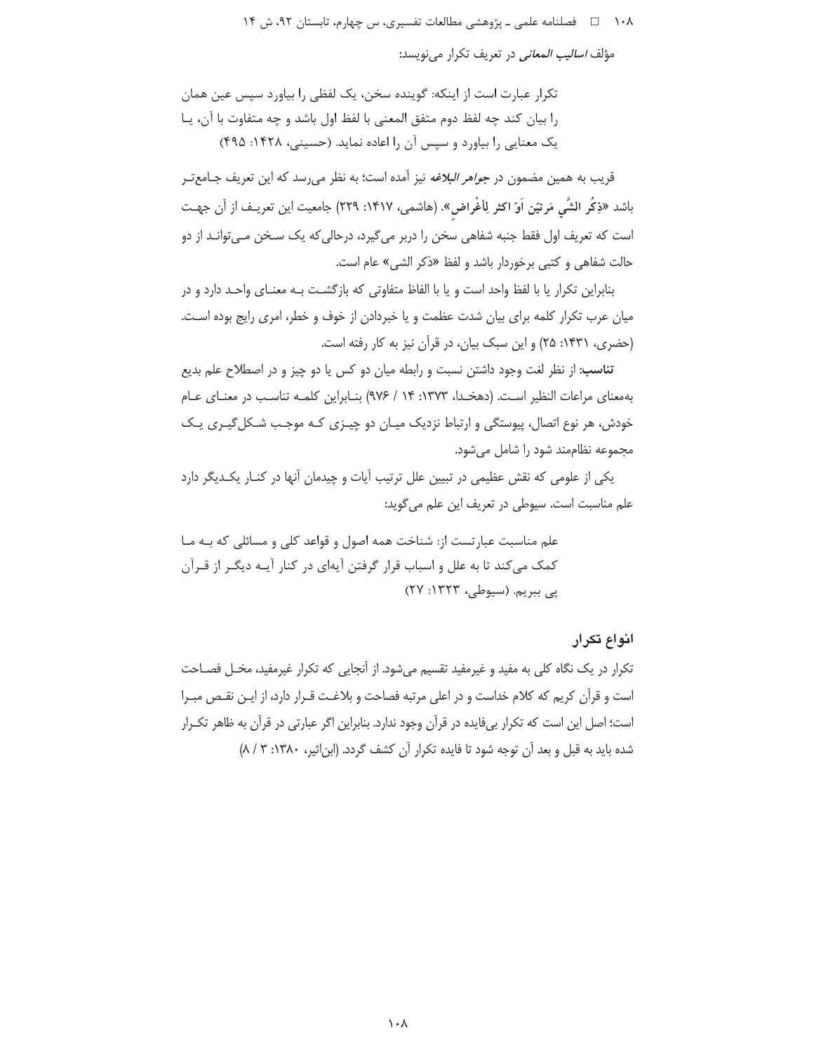مؤلف *اسالیب المعانی* در تعریف تکرار می‌نویسد:

> تکرار عبارت است از اینکه: گوینده سخن، یک لفظی را بیاورد سپس عین همان را بیان کند چه لفظ دوم متفق المعنی با لفظ اول باشد و چه متفاوت با آن، یا یک معنایی را بیاورد و سپس آن را اعاده نماید. (حسینی، ۱۴۲۸: ۴۹۵)

قریب به همین مضمون در *جواهر البلاغه* نیز آمده است؛ به نظر می‌رسد که این تعریف جامع‌تر باشد «**ذِکُر الشَّیِ مَرتیَن اَوْ اکثر لِأغْراضٍ**». (هاشمی، ۱۴۱۷: ۲۲۹) جامعیت این تعریف از آن جهت است که تعریف اول فقط جنبه شفاهی سخن را دربر می‌گیرد، درحالی‌که یک سخن می‌تواند از دو حالت شفاهی و کتبی برخوردار باشد و لفظ «ذکر الشی» عام است.

بنابراین تکرار یا با لفظ واحد است و یا با الفاظ متفاوتی که بازگشت به معنای واحد دارد و در میان عرب تکرار کلمه برای بیان شدت عظمت و یا خبردادن از خوف و خطر، امری رایج بوده است. (حضری، ۱۴۳۱: ۲۵) و این سبک بیان، در قرآن نیز به کار رفته است.

**تناسب:** از نظر لغت وجود داشتن نسبت و رابطه میان دو کس یا دو چیز و در اصطلاح علم بدیع به‌معنای مراعات النظیر است. (دهخدا، ۱۳۷۳: ۱۴ / ۹۷۶) بنابراین کلمه تناسب در معنای عام خودش، هر نوع اتصال، پیوستگی و ارتباط نزدیک میان دو چیزی که موجب شکل‌گیری یک مجموعه نظام‌مند شود را شامل می‌شود.

یکی از علومی که نقش عظیمی در تبیین علل ترتیب آیات و چیدمان آنها در کنار یکدیگر دارد علم مناسبت است. سیوطی در تعریف این علم می‌گوید:

> علم مناسبت عبارتست از: شناخت همه اصول و قواعد کلی و مسائلی که به ما کمک می‌کند تا به علل و اسباب قرار گرفتن آیه‌ای در کنار آیه دیگر از قرآن پی ببریم. (سیوطی، ۱۳۲۳: ۲۷)

## انواع تکرار

تکرار در یک نگاه کلی به مفید و غیرمفید تقسیم می‌شود. از آنجایی که تکرار غیرمفید، مخل فصاحت است و قرآن کریم که کلام خداست و در اعلی مرتبه فصاحت و بلاغت قرار دارد، از این نقص مبرا است؛ اصل این است که تکرار بی‌فایده در قرآن وجود ندارد. بنابراین اگر عبارتی در قرآن به ظاهر تکرار شده باید به قبل و بعد آن توجه شود تا فایده تکرار آن کشف گردد. (ابن‌اثیر، ۱۳۸۰: ۳ / ۸)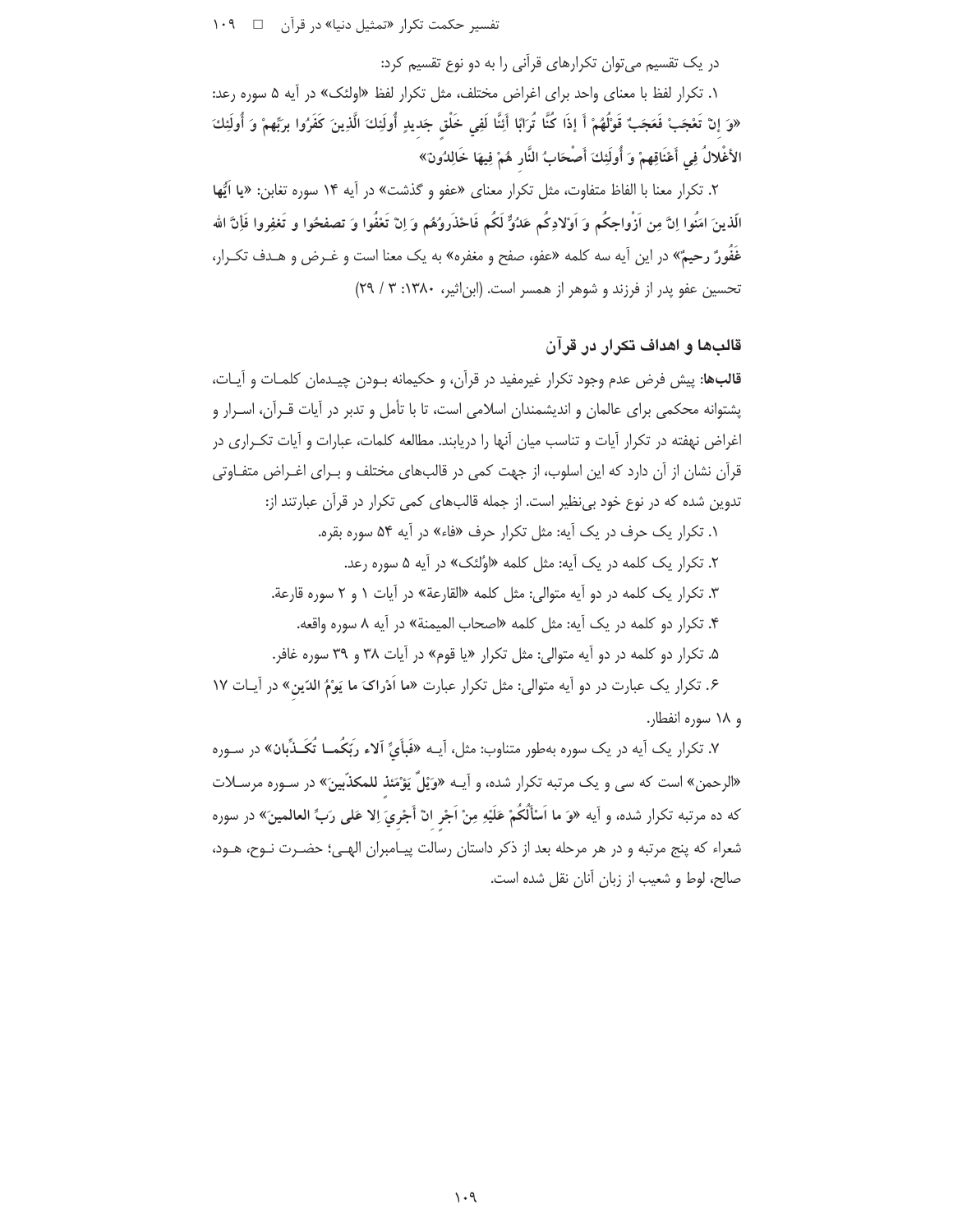در یک تقسیم می‌توان تکرارهای قرآنی را به دو نوع تقسیم کرد:

۱. تکرار لفظ با معنای واحد برای اغراض مختلف، مثل تکرار لفظ «اولئک» در آیه ۵ سوره رعد: «وَ إِنْ تَعْجَبْ فَعَجَبٌ قَوْلُهُمْ أَ إِذَا كُنَّا تُرَابًا أَئِنَّا لَفِي خَلْقٍ جَدِيدٍ أُولَئِكَ الَّذِينَ كَفَرُوا بِرَبِّهِمْ وَ أُولَئِكَ الأَغْلالُ فِي أَعْنَاقِهِمْ وَ أُولَئِكَ أَصْحَابُ النَّارِ هُمْ فِيهَا خَالِدُونَ»

۲. تکرار معنا با الفاظ متفاوت، مثل تکرار معنای «عفو و گذشت» در آیه ۱۴ سوره تغابن: «يا اَيُّها الَّذينَ امَنُوا اِنَّ مِن اَزْواجِكُم وَ اَوْلادِكُم عَدُوٌّ لَكُم فَاحْذَرُوهُم وَ اِنْ تَعْفُوا وَ تصفحُوا و تَغفِروا فَإِنَّ الله غَفُورٌ رحيمٌ» در این آیه سه کلمه «عفو، صفح و مغفره» به یک معنا است و غرض و هدف تکرار، تحسین عفو پدر از فرزند و شوهر از همسر است. (ابن‌اثیر، ۱۳۸۰: ۳ / ۲۹)

## قالب‌ها و اهداف تکرار در قرآن

**قالب‌ها:** پیش فرض عدم وجود تکرار غیرمفید در قرآن، و حکیمانه بودن چیدمان کلمات و آیات، پشتوانه محکمی برای عالمان و اندیشمندان اسلامی است، تا با تأمل و تدبر در آیات قرآن، اسرار و اغراض نهفته در تکرار آیات و تناسب میان آنها را دریابند. مطالعه کلمات، عبارات و آیات تکراری در قرآن نشان از آن دارد که این اسلوب، از جهت کمی در قالب‌های مختلف و برای اغراض متفاوتی تدوین شده که در نوع خود بی‌نظیر است. از جمله قالب‌های کمی تکرار در قرآن عبارتند از:

۱. تکرار یک حرف در یک آیه: مثل تکرار حرف «فاء» در آیه ۵۴ سوره بقره.

۲. تکرار یک کلمه در یک آیه: مثل کلمه «اُولئک» در آیه ۵ سوره رعد.

۳. تکرار یک کلمه در دو آیه متوالی: مثل کلمه «القارعة» در آیات ۱ و ۲ سوره قارعة.

۴. تکرار دو کلمه در یک آیه: مثل کلمه «اصحاب المیمنة» در آیه ۸ سوره واقعه.

۵. تکرار دو کلمه در دو آیه متوالی: مثل تکرار «یا قوم» در آیات ۳۸ و ۳۹ سوره غافر.

۶. تکرار یک عبارت در دو آیه متوالی: مثل تکرار عبارت «ما اَدْراکَ ما یَوْمُ الدّینِ» در آیات ۱۷ و ۱۸ سوره انفطار.

۷. تکرار یک آیه در یک سوره به‌طور متناوب: مثل، آیه «فَبِأَيِّ آلاء رَبِّكُما تُكَذِّبان» در سوره «الرحمن» است که سی و یک مرتبه تکرار شده، و آیه «وَیْلٌ یَوْمَئذ للمكذّبینَ» در سوره مرسلات که ده مرتبه تکرار شده، و آیه «وَ ما اَسْأَلُكُمْ عَلَيْهِ مِنْ اَجْرٍ انْ أَجْرِيَ اِلا عَلى رَبِّ العالمينَ» در سوره شعراء که پنج مرتبه و در هر مرحله بعد از ذکر داستان رسالت پیامبران الهی؛ حضرت نوح، هود، صالح، لوط و شعیب از زبان آنان نقل شده است.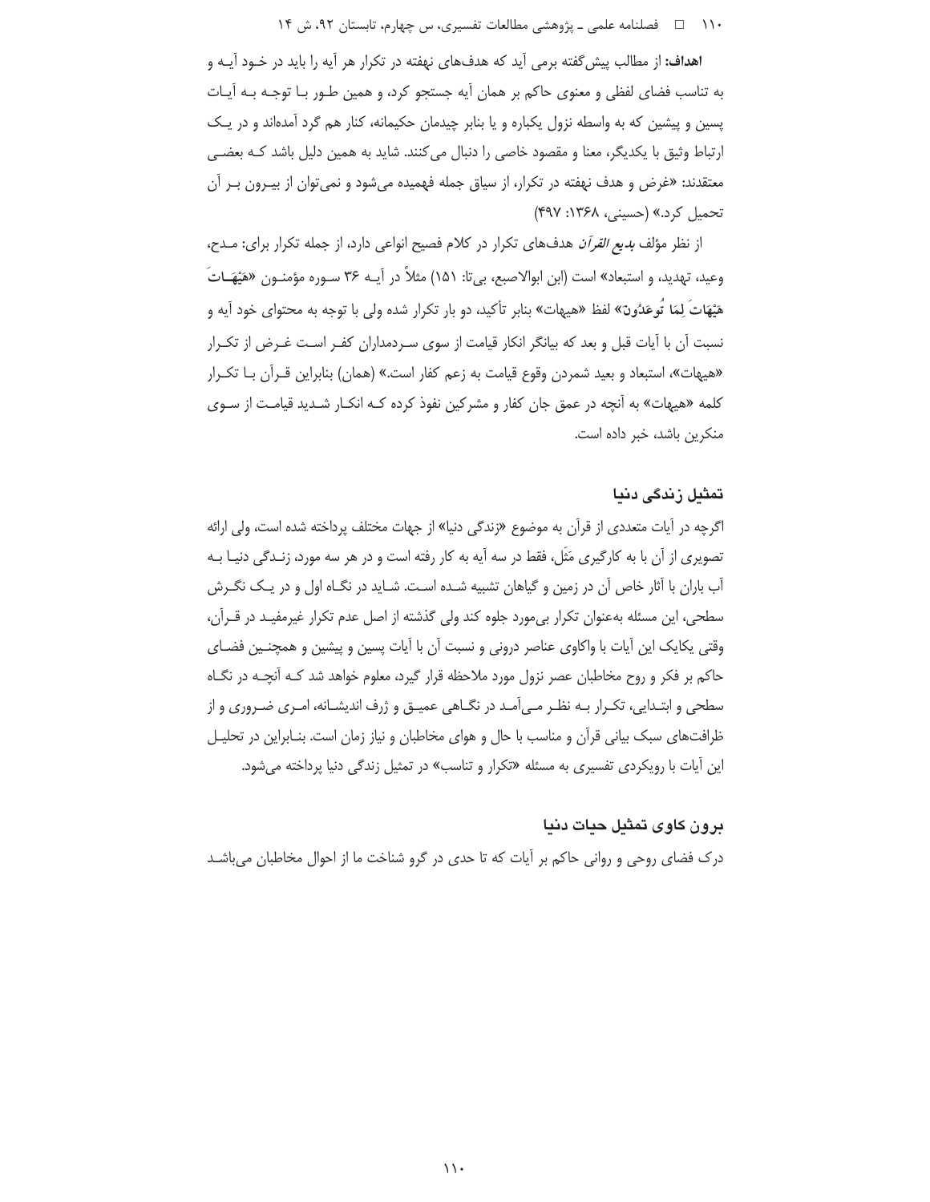**اهداف:** از مطالب پیش‌گفته برمی آید که هدف‌های نهفته در تکرار هر آیه را باید در خـود آیـه و به تناسب فضای لفظی و معنوی حاکم بر همان آیه جستجو کرد، و همین طـور بـا توجـه بـه آیـات پسین و پیشین که به واسطه نزول یکباره و یا بنابر چیدمان حکیمانه، کنار هم گرد آمده‌اند و در یـک ارتباط وثیق با یکدیگر، معنا و مقصود خاصی را دنبال می‌کنند. شاید به همین دلیل باشد کـه بعضـی معتقدند: «غرض و هدف نهفته در تکرار، از سیاق جمله فهمیده می‌شود و نمی‌توان از بیـرون بـر آن تحمیل کرد.» (حسینی، ۱۳۶۸: ۴۹۷)

از نظر مؤلف *بدیع القرآن* هدف‌های تکرار در کلام فصیح انواعی دارد، از جمله تکرار برای: مـدح، وعید، تهدید، و استبعاد» است (ابن ابوالاصبع، بی‌تا: ۱۵۱) مثلاً در آیـه ۳۶ سـوره مؤمنـون «هَيْهَـاتَ هَيْهَاتَ لِمَا تُوعَدُونَ» لفظ «هیهات» بنابر تأکید، دو بار تکرار شده ولی با توجه به محتوای خود آیه و نسبت آن با آیات قبل و بعد که بیانگر انکار قیامت از سوی سـردمداران کفـر اسـت غـرض از تکـرار «هیهات»، استبعاد و بعید شمردن وقوع قیامت به زعم کفار است.» (همان) بنابراین قـرآن بـا تکـرار کلمه «هیهات» به آنچه در عمق جان کفار و مشرکین نفوذ کرده کـه انکـار شـدید قیامـت از سـوی منکرین باشد، خبر داده است.

### تمثیل زندگی دنیا

اگرچه در آیات متعددی از قرآن به موضوع «زندگی دنیا» از جهات مختلف پرداخته شده است، ولی ارائه تصویری از آن با به کارگیری مَثَل، فقط در سه آیه به کار رفته است و در هر سه مورد، زنـدگی دنیـا بـه آب باران با آثار خاص آن در زمین و گیاهان تشبیه شـده اسـت. شـاید در نگـاه اول و در یـک نگـرش سطحی، این مسئله به‌عنوان تکرار بی‌مورد جلوه کند ولی گذشته از اصل عدم تکرار غیرمفیـد در قـرآن، وقتی یکایک این آیات با واکاوی عناصر درونی و نسبت آن با آیات پسین و پیشین و همچنـین فضـای حاکم بر فکر و روح مخاطبان عصر نزول مورد ملاحظه قرار گیرد، معلوم خواهد شد کـه آنچـه در نگـاه سطحی و ابتـدایی، تکـرار بـه نظـر مـی‌آمـد در نگـاهی عمیـق و ژرف اندیشـانه، امـری ضـروری و از ظرافت‌های سبک بیانی قرآن و مناسب با حال و هوای مخاطبان و نیاز زمان است. بنـابراین در تحلیـل این آیات با رویکردی تفسیری به مسئله «تکرار و تناسب» در تمثیل زندگی دنیا پرداخته می‌شود.

### برون کاوی تمثیل حیات دنیا

درک فضای روحی و روانی حاکم بر آیات که تا حدی در گرو شناخت ما از احوال مخاطبان می‌باشـد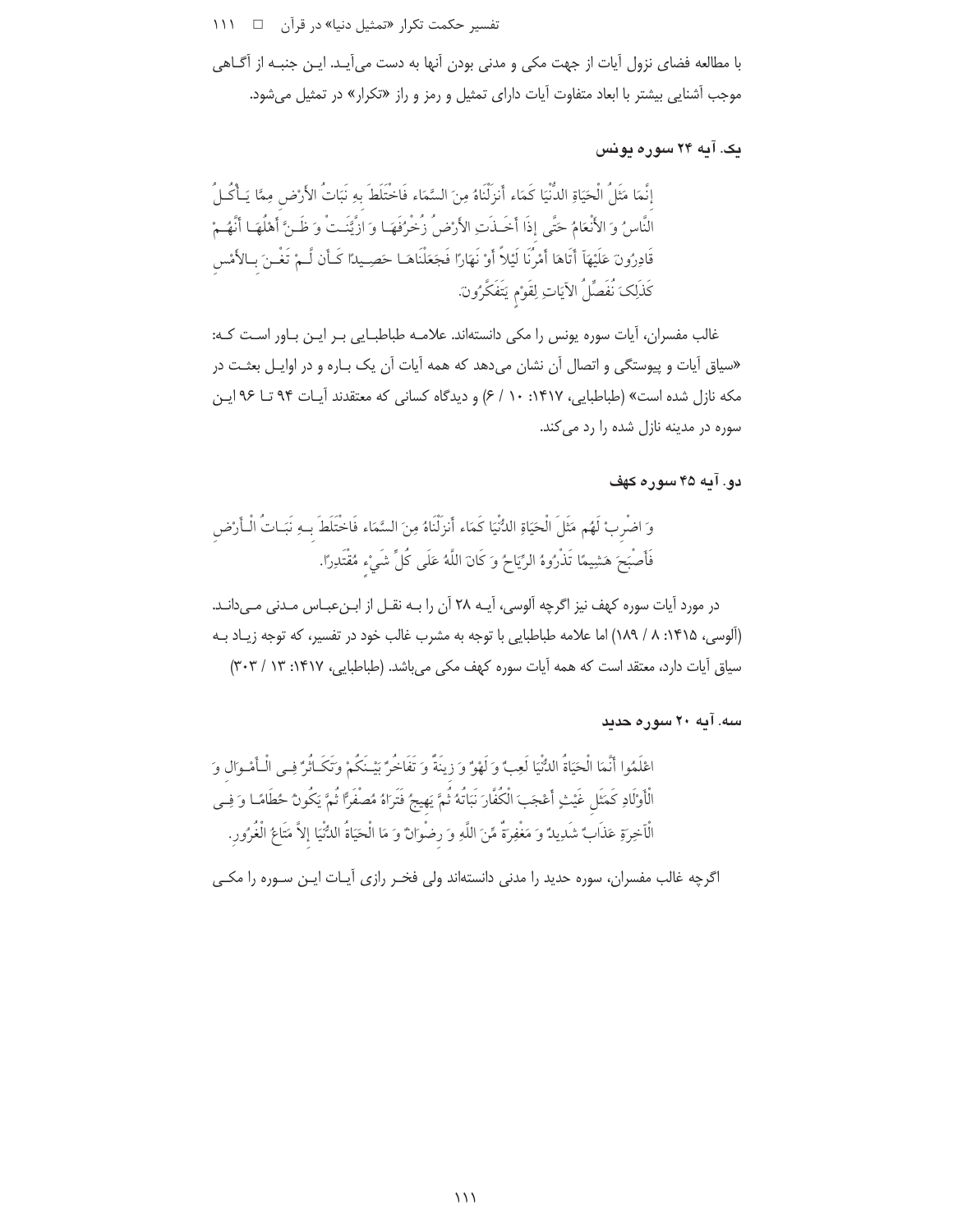با مطالعه فضای نزول آیات از جهت مکی و مدنی بودن آنها به دست می‌آید. این جنبه از آگاهی موجب آشنایی بیشتر با ابعاد متفاوت آیات دارای تمثیل و رمز و راز «تکرار» در تمثیل می‌شود.

### یک. آیه ۲۴ سوره یونس

إِنَّمَا مَثَلُ الْحَيَاةِ الدُّنْيَا كَمَاء أَنزَلْنَاهُ مِنَ السَّمَاء فَاخْتَلَطَ بِهِ نَبَاتُ الأَرْضِ مِمَّا يَأْكُلُ النَّاسُ وَ الأَنْعَامُ حَتَّى إِذَا أَخَذَتِ الأَرْضُ زُخْرُفَهَا وَ ازَّيَّنَتْ وَ ظَنَّ أَهْلُهَا أَنَّهُمْ قَادِرُونَ عَلَيْهَآ أَتَاهَا أَمْرُنَا لَيْلاً أَوْ نَهَارًا فَجَعَلْنَاهَا حَصِيدًا كَأَن لَّمْ تَغْنَ بِالأَمْسِ كَذَلِكَ نُفَصِّلُ الآيَاتِ لِقَوْمٍ يَتَفَكَّرُونَ.

غالب مفسران، آیات سوره یونس را مکی دانسته‌اند. علامه طباطبایی بر این باور است که: «سیاق آیات و پیوستگی و اتصال آن نشان می‌دهد که همه آیات آن یک باره و در اوایل بعثت در مکه نازل شده است» (طباطبایی، ۱۴۱۷: ۱۰ / ۶) و دیدگاه کسانی که معتقدند آیات ۹۴ تا ۹۶ این سوره در مدینه نازل شده را رد می‌کند.

### دو. آیه ۴۵ سوره کهف

وَ اضْرِبْ لَهُم مَثَلَ الْحَيَاةِ الدُّنْيَا كَمَاء أَنزَلْنَاهُ مِنَ السَّمَاء فَاخْتَلَطَ بِهِ نَبَاتُ الْأَرْضِ فَأَصْبَحَ هَشِيمًا تَذْرُوهُ الرِّيَاحُ وَ كَانَ اللَّهُ عَلَى كُلِّ شَيْءٍ مُقْتَدِرًا.

در مورد آیات سوره کهف نیز اگرچه آلوسی، آیه ۲۸ آن را به نقل از ابن‌عباس مدنی می‌داند. (آلوسی، ۱۴۱۵: ۸ / ۱۸۹) اما علامه طباطبایی با توجه به مشرب غالب خود در تفسیر، که توجه زیاد به سیاق آیات دارد، معتقد است که همه آیات سوره کهف مکی می‌باشد. (طباطبایی، ۱۴۱۷: ۱۳ / ۳۰۳)

### سه. آیه ۲۰ سوره حدید

اعْلَمُوا أَنَّمَا الْحَيَاةُ الدُّنْيَا لَعِبٌ وَ لَهْوٌ وَ زِينَةٌ وَ تَفَاخُرٌ بَيْنَكُمْ وَتَكَاثُرٌ فِي الْأَمْوَالِ وَ الْأَوْلَادِ كَمَثَلِ غَيْثٍ أَعْجَبَ الْكُفَّارَ نَبَاتُهُ ثُمَّ يَهِيجُ فَتَرَاهُ مُصْفَرًّا ثُمَّ يَكُونُ حُطَامًا وَ فِي الْآخِرَةِ عَذَابٌ شَدِيدٌ وَ مَغْفِرَةٌ مِّنَ اللَّهِ وَ رِضْوَانٌ وَ مَا الْحَيَاةُ الدُّنْيَا إِلاَّ مَتَاعُ الْغُرُورِ.

اگرچه غالب مفسران، سوره حدید را مدنی دانسته‌اند ولی فخر رازی آیات این سوره را مکی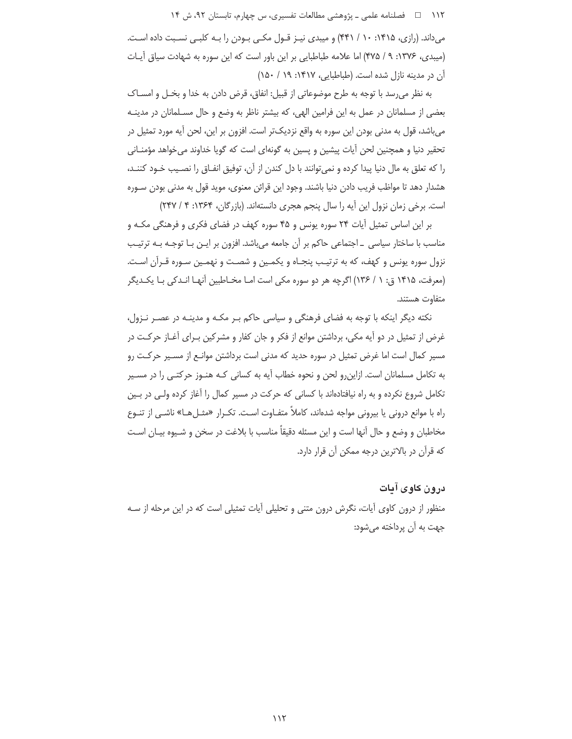می‌داند. (رازی، ۱۴۱۵: ۱۰ / ۴۴۱) و میبدی نیز قول مکی بودن را به کلبی نسبت داده است. (میبدی، ۱۳۷۶: ۹ / ۴۷۵) اما علامه طباطبایی بر این باور است که این سوره به شهادت سیاق آیات آن در مدینه نازل شده است. (طباطبایی، ۱۴۱۷: ۱۹ / ۱۵۰)

به نظر می‌رسد با توجه به طرح موضوعاتی از قبیل: انفاق، قرض دادن به خدا و بخل و امساک بعضی از مسلمانان در عمل به این فرامین الهی، که بیشتر ناظر به وضع و حال مسلمانان در مدینه می‌باشد، قول به مدنی بودن این سوره به واقع نزدیک‌تر است. افزون بر این، لحن آیه مورد تمثیل در تحقیر دنیا و همچنین لحن آیات پیشین و پسین به گونه‌ای است که گویا خداوند می‌خواهد مؤمنانی را که تعلق به مال دنیا پیدا کرده و نمی‌توانند با دل کندن از آن، توفیق انفاق را نصیب خود کنند، هشدار دهد تا مواظب فریب دادن دنیا باشند. وجود این قرائن معنوی، موید قول به مدنی بودن سوره است. برخی زمان نزول این آیه را سال پنجم هجری دانسته‌اند. (بازرگان، ۱۳۶۴: ۴ / ۲۴۷)

بر این اساس تمثیل آیات ۲۴ سوره یونس و ۴۵ سوره کهف در فضای فکری و فرهنگی مکه و مناسب با ساختار سیاسی ـ اجتماعی حاکم بر آن جامعه می‌باشد. افزون بر این با توجه به ترتیب نزول سوره یونس و کهف، که به ترتیب پنجاه و یکمین و شصت و نهمین سوره قرآن است. (معرفت، ۱۴۱۵ ق: ۱ / ۱۳۶) اگرچه هر دو سوره مکی است اما مخاطبین آنها اندکی با یکدیگر متفاوت هستند.

نکته دیگر اینکه با توجه به فضای فرهنگی و سیاسی حاکم بر مکه و مدینه در عصر نزول، غرض از تمثیل در دو آیه مکی، برداشتن موانع از فکر و جان کفار و مشرکین برای آغاز حرکت در مسیر کمال است اما غرض تمثیل در سوره حدید که مدنی است برداشتن موانع از مسیر حرکت رو به تکامل مسلمانان است. ازاین‌رو لحن و نحوه خطاب آیه به کسانی که هنوز حرکتی را در مسیر تکامل شروع نکرده و به راه نیافتاده‌اند با کسانی که حرکت در مسیر کمال را آغاز کرده ولی در بین راه با موانع درونی یا بیرونی مواجه شده‌اند، کاملاً متفاوت است. تکرار «مثل‌ها» ناشی از تنوع مخاطبان و وضع و حال آنها است و این مسئله دقیقاً مناسب با بلاغت در سخن و شیوه بیان است که قرآن در بالاترین درجه ممکن آن قرار دارد.

## درون کاوی آیات

منظور از درون کاوی آیات، نگرش درون متنی و تحلیلی آیات تمثیلی است که در این مرحله از سه جهت به آن پرداخته می‌شود: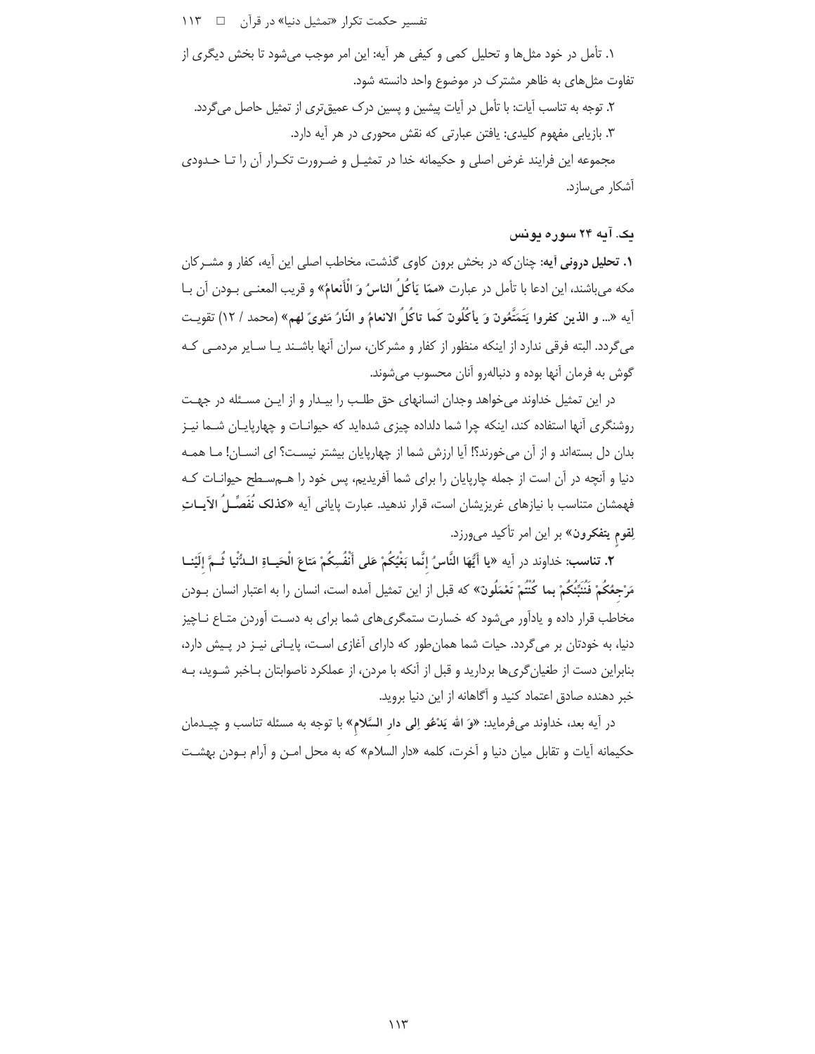۱. تأمل در خود مثل‌ها و تحلیل کمی و کیفی هر آیه: این امر موجب می‌شود تا بخش دیگری از تفاوت مثل‌های به ظاهر مشترک در موضوع واحد دانسته شود.

۲. توجه به تناسب آیات: با تأمل در آیات پیشین و پسین درک عمیق‌تری از تمثیل حاصل می‌گردد.

۳. بازیابی مفهوم کلیدی: یافتن عبارتی که نقش محوری در هر آیه دارد.

مجموعه این فرایند غرض اصلی و حکیمانه خدا در تمثیل و ضرورت تکرار آن را تا حدودی آشکار می‌سازد.

### یک. آیه ۲۴ سوره یونس

**۱. تحلیل درونی آیه:** چنان‌که در بخش برون کاوی گذشت، مخاطب اصلی این آیه، کفار و مشرکان مکه می‌باشند، این ادعا با تأمل در عبارت «**ممّا یَأکُلُ الناسُ وَ الْأَنعامُ**» و قریب المعنی بودن آن با آیه «**... و الذین کفروا یَتَمَتَّعُونَ وَ یأکُلُونَ کَما تاکُلُ الانعامُ و النّارُ مَثوىً لهم**» (محمد / ۱۲) تقویت می‌گردد. البته فرقی ندارد از اینکه منظور از کفار و مشرکان، سران آنها باشند یا سایر مردمی که گوش به فرمان آنها بوده و دنباله‌رو آنان محسوب می‌شوند.

در این تمثیل خداوند می‌خواهد وجدان انسانهای حق طلب را بیدار و از این مسئله در جهت روشنگری آنها استفاده کند، اینکه چرا شما دلداده چیزی شده‌اید که حیوانات و چهارپایان شما نیز بدان دل بسته‌اند و از آن می‌خورند؟! آیا ارزش شما از چهارپایان بیشتر نیست؟ ای انسان! ما همه دنیا و آنچه در آن است از جمله چارپایان را برای شما آفریدیم، پس خود را هم‌سطح حیوانات که فهمشان متناسب با نیازهای غریزیشان است، قرار ندهید. عبارت پایانی آیه «**کذلک نُفَصِّلُ الآیاتِ لِقومٍ یتفکرونَ**» بر این امر تأکید می‌ورزد.

**۲. تناسب:** خداوند در آیه «**یا أَیُّهَا النَّاسُ إِنَّما بَغْیُکُمْ عَلى أَنْفُسِکُمْ مَتاعَ الْحَیاةِ الدُّنْیا ثُمَّ إِلَیْنا مَرْجِعُکُمْ فَنُنَبِّئُکُمْ بما کُنْتُمْ تَعْمَلُونَ**» که قبل از این تمثیل آمده است، انسان را به اعتبار انسان بودن مخاطب قرار داده و یادآور می‌شود که خسارت ستمگری‌های شما برای به دست آوردن متاع ناچیز دنیا، به خودتان بر می‌گردد. حیات شما همان‌طور که دارای آغازی است، پایانی نیز در پیش دارد، بنابراین دست از طغیان‌گری‌ها بردارید و قبل از آنکه با مردن، از عملکرد ناصوابتان باخبر شوید، به خبر دهنده صادق اعتماد کنید و آگاهانه از این دنیا بروید.

در آیه بعد، خداوند می‌فرماید: «**وَ الله یَدْعُو إِلى دارِ السَّلامِ**» با توجه به مسئله تناسب و چیدمان حکیمانه آیات و تقابل میان دنیا و آخرت، کلمه «دار السلام» که به محل امن و آرام بودن بهشت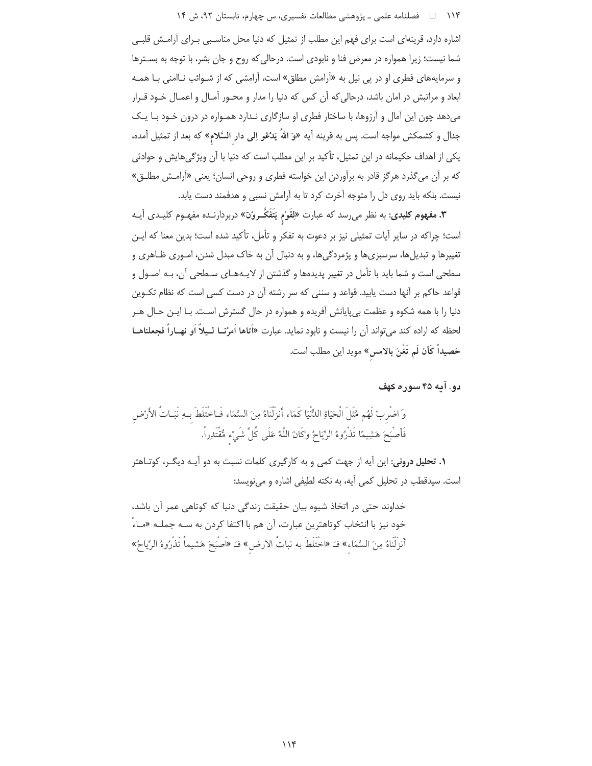اشاره دارد، قرینه‌ای است برای فهم این مطلب از تمثیل که دنیا محل مناسبی برای آرامش قلبی شما نیست؛ زیرا همواره در معرض فنا و نابودی است. درحالی‌که روح و جان بشر، با توجه به بسترها و سرمایه‌های فطری او در پی نیل به «آرامش مطلق» است، آرامشی که از شوائب ناامنی با همه ابعاد و مراتبش در امان باشد، درحالی‌که آن کس که دنیا را مدار و محور آمال و اعمال خود قرار می‌دهد چون این آمال و آرزوها، با ساختار فطری او سازگاری ندارد همواره در درون خود با یک جدال و کشمکش مواجه است. پس به قرینه آیه **«وَ اللهُ یَدْعُو اِلی دارِ السَّلامِ»** که بعد از تمثیل آمده، یکی از اهداف حکیمانه در این تمثیل، تأکید بر این مطلب است که دنیا با آن ویژگی‌هایش و حوادثی که بر آن می‌گذرد هرگز قادر به برآوردن این خواسته فطری و روحی انسان؛ یعنی «آرامش مطلق» نیست. بلکه باید روی دل را متوجه آخرت کرد تا به آرامش نسبی و هدفمند دست یابد.

**۳. مفهوم کلیدی**: به نظر می‌رسد که عبارت **«لِقَوْمٍ یَتَفَکَّرُونَ»** دربردارنده مفهوم کلیدی آیه است؛ چراکه در سایر آیات تمثیلی نیز بر دعوت به تفکر و تأمل، تأکید شده است؛ بدین معنا که این تغییرها و تبدیل‌ها، سرسبزی‌ها و پژمردگی‌ها، و به دنبال آن به خاک مبدل شدن، اموری ظاهری و سطحی است و شما باید با تأمل در تغییر پدیده‌ها و گذشتن از لایه‌های سطحی آن، به اصول و قواعد حاکم بر آنها دست یابید. قواعد و سننی که سر رشته آن در دست کسی است که نظام تکوین دنیا را با همه شکوه و عظمت بی‌پایانش آفریده و همواره در حال گسترش است. با این حال هر لحظه که اراده کند می‌تواند آن را نیست و نابود نماید. عبارت **«اَتاها اَمرُنا لیلاً اَو نهاراً فجعلناها حَصیداً کَأن لَم تَغْنَ بالامسِ»** موید این مطلب است.

### دو. آیه ۴۵ سوره کهف

وَ اضْرِبْ لَهُم مَّثَلَ الْحَیَاةِ الدُّنْیَا کَمَاء أَنزَلْنَاهُ مِنَ السَّمَاء فَاخْتَلَطَ بِهِ نَبَاتُ الأَرْضِ فَأَصْبَحَ هَشِیمًا تَذْرُوهُ الرِّیَاحُ وَکَانَ اللَّهُ عَلَى کُلِّ شَیْءٍ مُّقْتَدِراً.

**۱. تحلیل درونی**: این آیه از جهت کمی و به کارگیری کلمات نسبت به دو آیه دیگر، کوتاهتر است. سیدقطب در تحلیل کمی آیه، به نکته لطیفی اشاره و می‌نویسد:

خداوند حتی در اتخاذ شیوه بیان حقیقت زندگی دنیا که کوتاهی عمر آن باشد، خود نیز با انتخاب کوتاهترین عبارت، آن هم با اکتفا کردن به سه جمله «ماءً أَنزَلْنَاهُ مِنَ السَّمَاءِ» فـ «اخْتَلَطَ به نباتُ الارضِ» فـ «اَصْبَحَ هَشیماً تَذْرُوهُ الرِّیاحُ»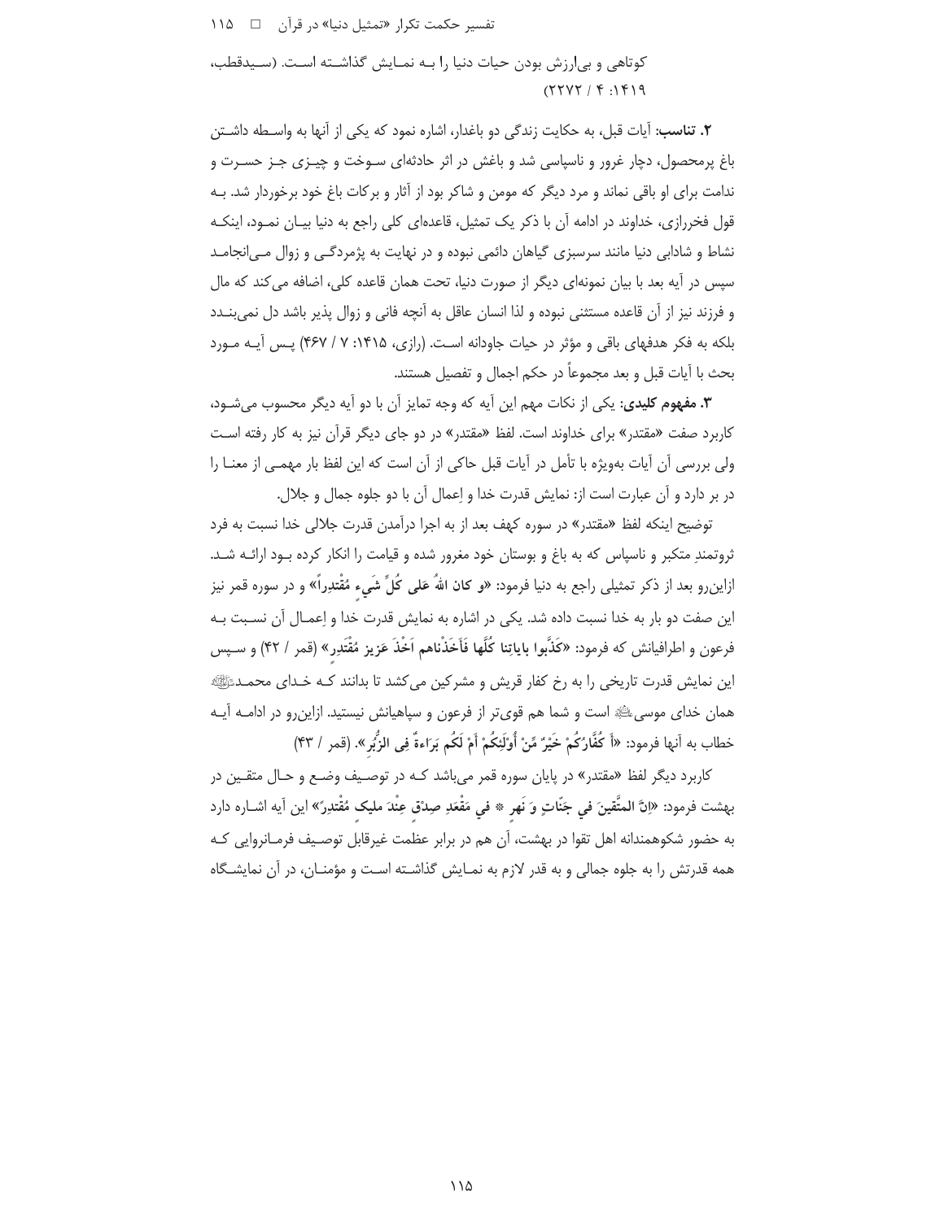کوتاهی و بی‌ارزش بودن حیات دنیا را بـه نمـایش گذاشـته اسـت. (سـیدقطب، ۱۴۱۹: ۴ / ۲۲۷۲)

**۲. تناسب**: آیات قبل، به حکایت زندگی دو باغدار، اشاره نمود که یکی از آنها به واسـطه داشـتن باغ پرمحصول، دچار غرور و ناسپاسی شد و باغش در اثر حادثه‌ای سـوخت و چیـزی جـز حسـرت و ندامت برای او باقی نماند و مرد دیگر که مومن و شاکر بود از آثار و برکات باغ خود برخوردار شد. بـه قول فخررازی، خداوند در ادامه آن با ذکر یک تمثیل، قاعده‌ای کلی راجع به دنیا بیـان نمـود، اینکـه نشاط و شادابی دنیا مانند سرسبزی گیاهان دائمی نبوده و در نهایت به پژمردگـی و زوال مـی‌انجامـد سپس در آیه بعد با بیان نمونه‌ای دیگر از صورت دنیا، تحت همان قاعده کلی، اضافه می‌کند که مال و فرزند نیز از آن قاعده مستثنی نبوده و لذا انسان عاقل به آنچه فانی و زوال پذیر باشد دل نمی‌بنـدد بلکه به فکر هدفهای باقی و مؤثر در حیات جاودانه اسـت. (رازی، ۱۴۱۵: ۷ / ۴۶۷) پـس آیـه مـورد بحث با آیات قبل و بعد مجموعاً در حکم اجمال و تفصیل هستند.

**۳. مفهوم کلیدی**: یکی از نکات مهم این آیه که وجه تمایز آن با دو آیه دیگر محسوب می‌شـود، کاربرد صفت «مقتدر» برای خداوند است. لفظ «مقتدر» در دو جای دیگر قرآن نیز به کار رفته اسـت ولی بررسی آن آیات به‌ویژه با تأمل در آیات قبل حاکی از آن است که این لفظ بار مهمـی از معنـا را در بر دارد و آن عبارت است از: نمایش قدرت خدا و اِعمال آن با دو جلوه جمال و جلال.

توضیح اینکه لفظ «مقتدر» در سوره کهف بعد از به اجرا درآمدن قدرت جلالی خدا نسبت به فرد ثروتمندِ متکبر و ناسپاس که به باغ و بوستان خود مغرور شده و قیامت را انکار کرده بـود ارائـه شـد. ازاین‌رو بعد از ذکر تمثیلی راجع به دنیا فرمود: «**و كان اللهُ علی كُلِّ شَيءٍ مُقْتدِراً**» و در سوره قمر نیز این صفت دو بار به خدا نسبت داده شد. یکی در اشاره به نمایش قدرت خدا و اِعمـال آن نسـبت بـه فرعون و اطرافیانش که فرمود: «**كَذَّبوا باياتِنا كُلِّها فَأَخَذْناهم اَخْذَ عَزيز مُقْتَدِر**» (قمر / ۴۲) و سـپس این نمایش قدرت تاریخی را به رخ کفار قریش و مشرکین می‌کشد تا بدانند کـه خـدای محمـد ﷺ همان خدای موسی ﷺ است و شما هم قوی‌تر از فرعون و سپاهیانش نیستید. ازاین‌رو در ادامـه آیـه خطاب به آنها فرمود: «**أَ كُفَّارُكُمْ خَيْرٌ مِّنْ أُوْلَئِكُمْ أَمْ لَكُم بَرَاءةٌ فِى الزُّبُرِ**». (قمر / ۴۳)

کاربرد دیگر لفظ «مقتدر» در پایان سوره قمر می‌باشد کـه در توصـیف وضـع و حـال متقـین در بهشت فرمود: «**اِنَّ المتَّقينَ في جَنّاتٍ وَ نَهر \* في مَقْعَدِ صِدْقٍ عِنْدَ مليكٍ مُقْتدِرٍ**» این آیه اشـاره دارد به حضور شکوهمندانه اهل تقوا در بهشت، آن هم در برابر عظمت غیرقابل توصـیف فرمـانروایی کـه همه قدرتش را به جلوه جمالی و به قدر لازم به نمـایش گذاشـته اسـت و مؤمنـان، در آن نمایشـگاه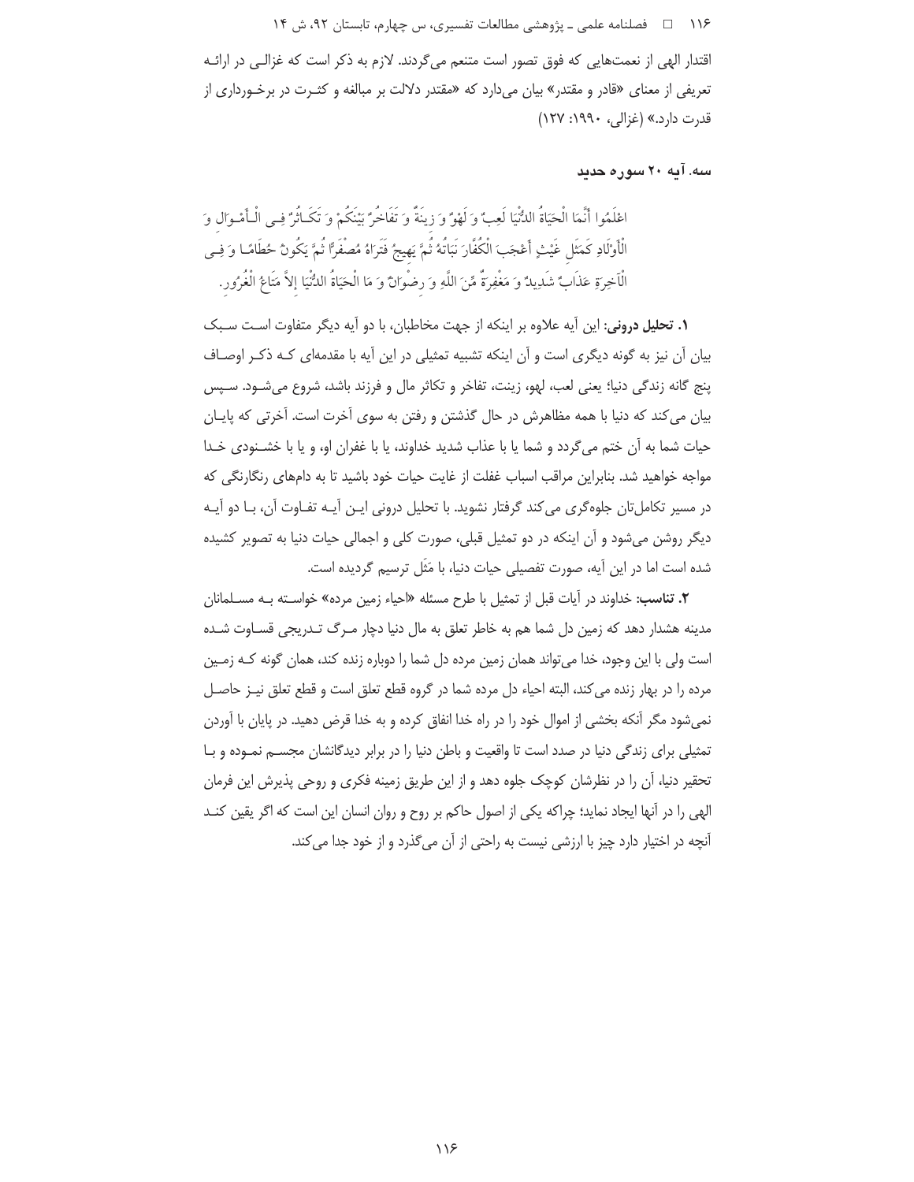اقتدار الهی از نعمت‌هایی که فوق تصور است متنعم می‌گردند. لازم به ذکر است که غزالی در ارائه تعریفی از معنای «قادر و مقتدر» بیان می‌دارد که «مقتدر دلالت بر مبالغه و کثرت در برخورداری از قدرت دارد.» (غزالی، ۱۹۹۰: ۱۲۷)

### سه. آیه ۲۰ سوره حدید

اعْلَمُوا أَنَّمَا الْحَيَاةُ الدُّنْيَا لَعِبٌ وَ لَهْوٌ وَ زِينَةٌ وَ تَفَاخُرٌ بَيْنَكُمْ وَ تَكَاثُرٌ فِي الْأَمْوَالِ وَ الْأَوْلَادِ كَمَثَلِ غَيْثٍ أَعْجَبَ الْكُفَّارَ نَبَاتُهُ ثُمَّ يَهِيجُ فَتَرَاهُ مُصْفَرًّا ثُمَّ يَكُونُ حُطَامًا وَ فِي الْآخِرَةِ عَذَابٌ شَدِيدٌ وَ مَغْفِرَةٌ مِّنَ اللَّهِ وَ رِضْوَانٌ وَ مَا الْحَيَاةُ الدُّنْيَا إِلاَّ مَتَاعُ الْغُرُورِ.

**۱. تحلیل درونی:** این آیه علاوه بر اینکه از جهت مخاطبان، با دو آیه دیگر متفاوت است سبک بیان آن نیز به گونه دیگری است و آن اینکه تشبیه تمثیلی در این آیه با مقدمه‌ای کـه ذکـر اوصـاف پنج گانه زندگی دنیا؛ یعنی لعب، لهو، زینت، تفاخر و تکاثر مال و فرزند باشد، شروع می‌شـود. سـپس بیان می‌کند که دنیا با همه مظاهرش در حال گذشتن و رفتن به سوی آخرت است. آخرتی که پایـان حیات شما به آن ختم می‌گردد و شما یا با عذاب شدید خداوند، یا با غفران او، و یا با خشـنودی خـدا مواجه خواهید شد. بنابراین مراقب اسباب غفلت از غایت حیات خود باشید تا به دام‌های رنگارنگی که در مسیر تکامل‌تان جلوه‌گری می‌کند گرفتار نشوید. با تحلیل درونی ایـن آیـه تفـاوت آن، بـا دو آیـه دیگر روشن می‌شود و آن اینکه در دو تمثیل قبلی، صورت کلی و اجمالی حیات دنیا به تصویر کشیده شده است اما در این آیه، صورت تفصیلی حیات دنیا، با مَثَل ترسیم گردیده است.

**۲. تناسب:** خداوند در آیات قبل از تمثیل با طرح مسئله «احیاء زمین مرده» خواسته بـه مسـلمانان مدینه هشدار دهد که زمین دل شما هم به خاطر تعلق به مال دنیا دچار مـرگ تـدریجی قسـاوت شـده است ولی با این وجود، خدا می‌تواند همان زمین مرده دل شما را دوباره زنده کند، همان گونه کـه زمـین مرده را در بهار زنده می‌کند، البته احیاء دل مرده شما در گروه قطع تعلق است و قطع تعلق نیـز حاصـل نمی‌شود مگر آنکه بخشی از اموال خود را در راه خدا انفاق کرده و به خدا قرض دهید. در پایان با آوردن تمثیلی برای زندگی دنیا در صدد است تا واقعیت و باطن دنیا را در برابر دیدگانشان مجسـم نمـوده و بـا تحقیر دنیا، آن را در نظرشان کوچک جلوه دهد و از این طریق زمینه فکری و روحی پذیرش این فرمان الهی را در آنها ایجاد نماید؛ چراکه یکی از اصول حاکم بر روح و روان انسان این است که اگر یقین کنـد آنچه در اختیار دارد چیز با ارزشی نیست به راحتی از آن می‌گذرد و از خود جدا می‌کند.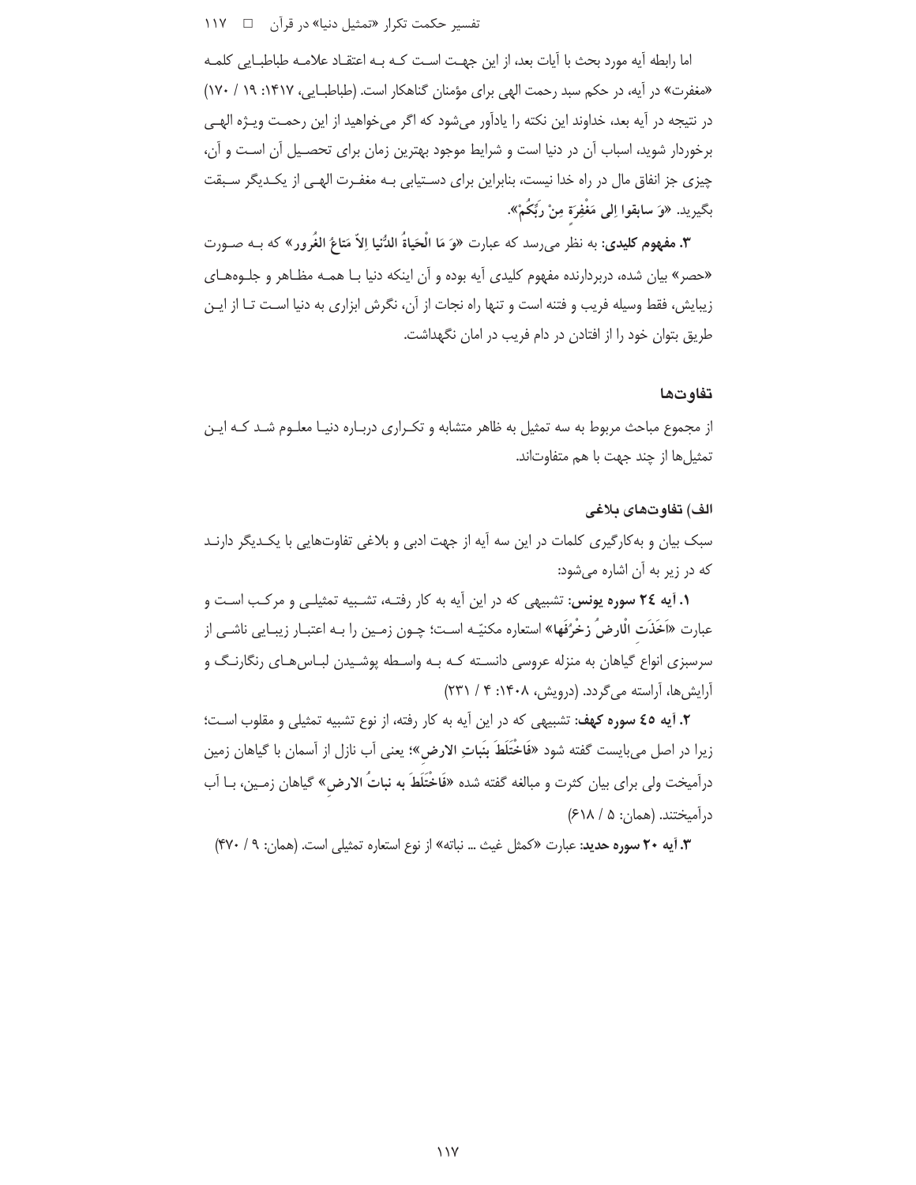اما رابطه آیه مورد بحث با آیات بعد، از این جهت است که به اعتقاد علامه طباطبایی کلمه «مغفرت» در آیه، در حکم سبد رحمت الهی برای مؤمنان گناهکار است. (طباطبایی، ۱۴۱۷: ۱۹ / ۱۷۰) در نتیجه در آیه بعد، خداوند این نکته را یادآور می‌شود که اگر می‌خواهید از این رحمت ویژه الهی برخوردار شوید، اسباب آن در دنیا است و شرایط موجود بهترین زمان برای تحصیل آن است و آن، چیزی جز انفاق مال در راه خدا نیست، بنابراین برای دستیابی به مغفرت الهی از یکدیگر سبقت بگیرید. «وَ سابقوا اِلی مَغْفِرَةٍ مِنْ رَبِّکُمْ».

**۳. مفهوم کلیدی:** به نظر می‌رسد که عبارت **«وَ مَا الْحَیاةُ الدُّنیا اِلاّ مَتاعُ الغُرور»** که به صورت «حصر» بیان شده، دربردارنده مفهوم کلیدی آیه بوده و آن اینکه دنیا با همه مظاهر و جلوه‌های زیبایش، فقط وسیله فریب و فتنه است و تنها راه نجات از آن، نگرش ابزاری به دنیا است تا از این طریق بتوان خود را از افتادن در دام فریب در امان نگهداشت.

## تفاوت‌ها

از مجموع مباحث مربوط به سه تمثیل به ظاهر متشابه و تکراری درباره دنیا معلوم شد که این تمثیل‌ها از چند جهت با هم متفاوت‌اند.

### الف) تفاوت‌های بلاغی

سبک بیان و به‌کارگیری کلمات در این سه آیه از جهت ادبی و بلاغی تفاوت‌هایی با یکدیگر دارند که در زیر به آن اشاره می‌شود:

**۱. آیه ۲۴ سوره یونس:** تشبیهی که در این آیه به کار رفته، تشبیه تمثیلی و مرکب است و عبارت **«اَخَذَتِ الْاَرضُ زُخْرُفَها»** استعاره مکنیّه است؛ چون زمین را به اعتبار زیبایی ناشی از سرسبزی انواع گیاهان به منزله عروسی دانسته که به واسطه پوشیدن لباس‌های رنگارنگ و آرایش‌ها، آراسته می‌گردد. (درویش، ۱۴۰۸: ۴ / ۲۳۱)

**۲. آیه ۴۵ سوره کهف:** تشبیهی که در این آیه به کار رفته، از نوع تشبیه تمثیلی و مقلوب است؛ زیرا در اصل می‌بایست گفته شود **«فَاخْتَلَطَ بِنَباتِ الارضِ»**؛ یعنی آب نازل از آسمان با گیاهان زمین درآمیخت ولی برای بیان کثرت و مبالغه گفته شده **«فَاخْتَلَطَ به نباتُ الارضِ»** گیاهان زمین، با آب درآمیختند. (همان: ۵ / ۶۱۸)

**۳. آیه ۲۰ سوره حدید:** عبارت «کمثل غیث ... نباته» از نوع استعاره تمثیلی است. (همان: ۹ / ۴۷۰)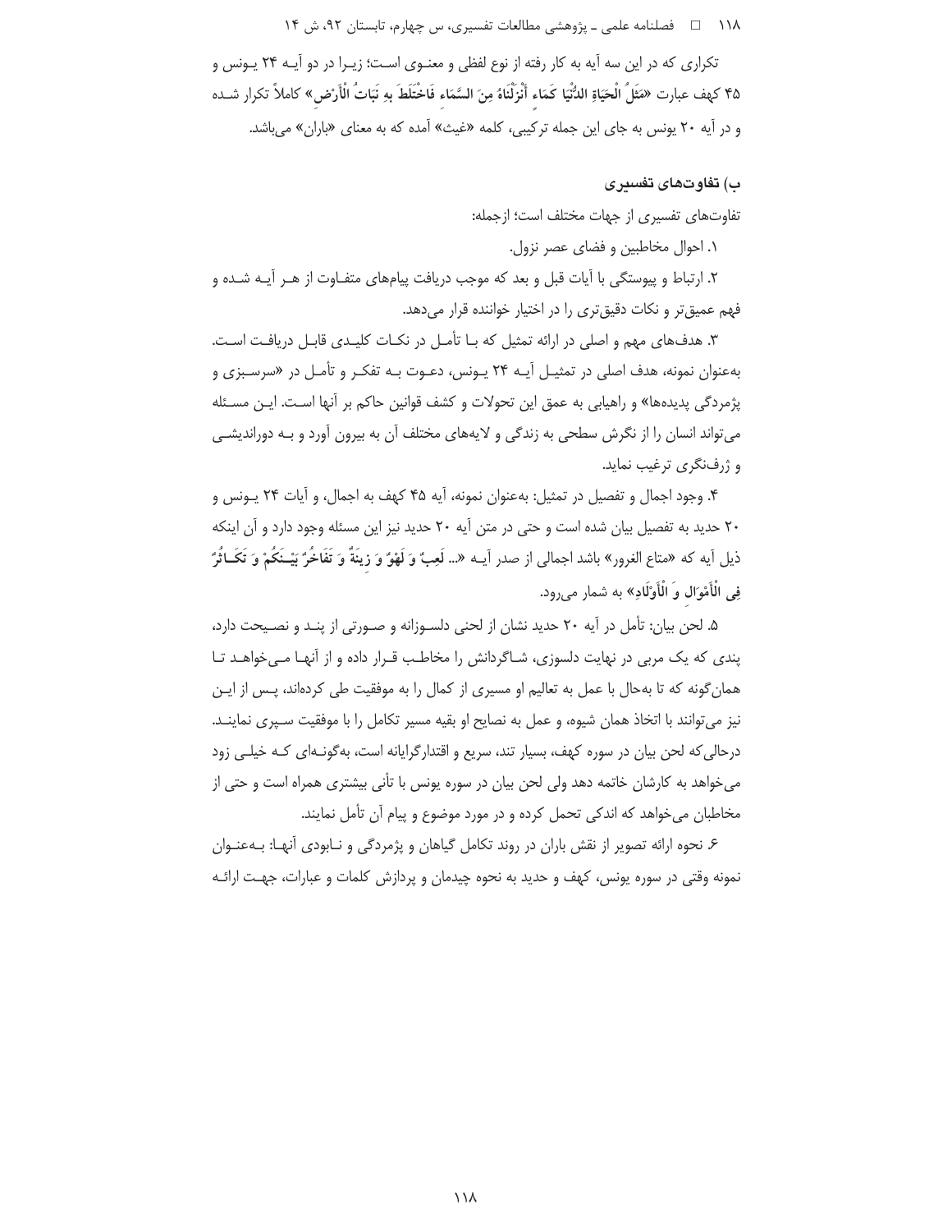تکراری که در این سه آیه به کار رفته از نوع لفظی و معنوی است؛ زیرا در دو آیه ۲۴ یونس و ۴۵ کهف عبارت «مَثَلُ الْحَيَاةِ الدُّنْيَا كَمَاءٍ أَنْزَلْنَاهُ مِنَ السَّمَاءِ فَاخْتَلَطَ بِهِ نَبَاتُ الْأَرْضِ» کاملاً تکرار شده و در آیه ۲۰ یونس به جای این جمله ترکیبی، کلمه «غیث» آمده که به معنای «باران» می‌باشد.

### ب) تفاوت‌های تفسیری

تفاوت‌های تفسیری از جهات مختلف است؛ ازجمله:

۱. احوال مخاطبین و فضای عصر نزول.

۲. ارتباط و پیوستگی با آیات قبل و بعد که موجب دریافت پیام‌های متفاوت از هر آیه شده و فهم عمیق‌تر و نکات دقیق‌تری را در اختیار خواننده قرار می‌دهد.

۳. هدف‌های مهم و اصلی در ارائه تمثیل که با تأمل در نکات کلیدی قابل دریافت است. به‌عنوان نمونه، هدف اصلی در تمثیل آیه ۲۴ یونس، دعوت به تفکر و تأمل در «سرسبزی و پژمردگی پدیده‌ها» و راهیابی به عمق این تحولات و کشف قوانین حاکم بر آنها است. این مسئله می‌تواند انسان را از نگرش سطحی به زندگی و لایه‌های مختلف آن به بیرون آورد و به دوراندیشی و ژرف‌نگری ترغیب نماید.

۴. وجود اجمال و تفصیل در تمثیل: به‌عنوان نمونه، آیه ۴۵ کهف به اجمال، و آیات ۲۴ یونس و ۲۰ حدید به تفصیل بیان شده است و حتی در متن آیه ۲۰ حدید نیز این مسئله وجود دارد و آن اینکه ذیل آیه که «متاع الغرور» باشد اجمالی از صدر آیه «... **لَعِبٌ وَ لَهْوٌ وَ زِينَةٌ وَ تَفَاخُرٌ بَيْنَكُمْ وَ تَكَاثُرٌ فِي الْأَمْوَالِ وَ الْأَوْلَادِ**» به شمار می‌رود.

۵. لحن بیان: تأمل در آیه ۲۰ حدید نشان از لحنی دلسوزانه و صورتی از پند و نصیحت دارد، پندی که یک مربی در نهایت دلسوزی، شاگردانش را مخاطب قرار داده و از آنها می‌خواهد تا همان‌گونه که تا به‌حال با عمل به تعالیم او مسیری از کمال را به موفقیت طی کرده‌اند، پس از این نیز می‌توانند با اتخاذ همان شیوه، و عمل به نصایح او بقیه مسیر تکامل را با موفقیت سپری نمایند. درحالی‌که لحن بیان در سوره کهف، بسیار تند، سریع و اقتدارگرایانه است، به‌گونه‌ای که خیلی زود می‌خواهد به کارشان خاتمه دهد ولی لحن بیان در سوره یونس با تأنی بیشتری همراه است و حتی از مخاطبان می‌خواهد که اندکی تحمل کرده و در مورد موضوع و پیام آن تأمل نمایند.

۶. نحوه ارائه تصویر از نقش باران در روند تکامل گیاهان و پژمردگی و نابودی آنها: به‌عنوان نمونه وقتی در سوره یونس، کهف و حدید به نحوه چیدمان و پردازش کلمات و عبارات، جهت ارائه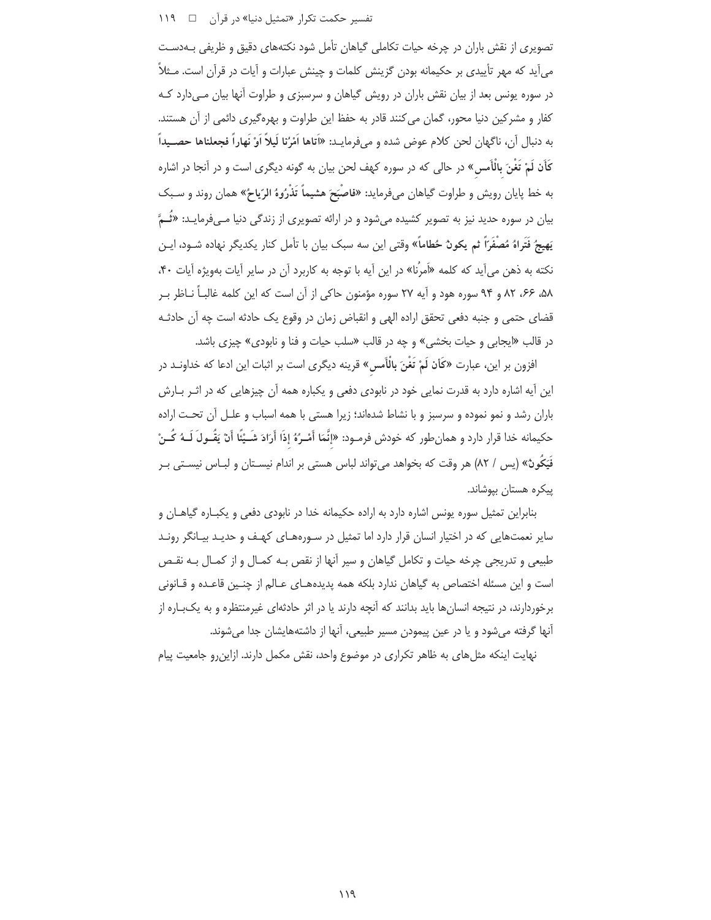تصویری از نقش باران در چرخه حیات تکاملی گیاهان تأمل شود نکته‌های دقیق و ظریفی به‌دست می‌آید که مهر تأییدی بر حکیمانه بودن گزینش کلمات و چینش عبارات و آیات در قرآن است. مثلاً در سوره یونس بعد از بیان نقش باران در رویش گیاهان و سرسبزی و طراوت آنها بیان می‌دارد که کفار و مشرکین دنیا محور، گمان می‌کنند قادر به حفظ این طراوت و بهره‌گیری دائمی از آن هستند. به دنبال آن، ناگهان لحن کلام عوض شده و می‌فرماید: «**اَتاها اَمْرُنا لَیلاً اَوْ نَهاراً فجعلناها حصیداً کَأن لَمْ تَغْنَ بِالْأَمسِ**» در حالی که در سوره کهف لحن بیان به گونه دیگری است و در آنجا در اشاره به خط پایان رویش و طراوت گیاهان می‌فرماید: «**فاصْبَحَ هشیماً تَذْرُوهُ الرّیاحُ**» همان روند و سبک بیان در سوره حدید نیز به تصویر کشیده می‌شود و در ارائه تصویری از زندگی دنیا می‌فرماید: «**ثُمَّ یَهیجُ فَتَراهُ مُصْفَرّاً ثم یکونُ حُطاماً**» وقتی این سه سبک بیان با تأمل کنار یکدیگر نهاده شود، این نکته به ذهن می‌آید که کلمه «اَمرُنا» در این آیه با توجه به کاربرد آن در سایر آیات به‌ویژه آیات ۴۰، ۵۸، ۶۶، ۸۲ و ۹۴ سوره هود و آیه ۲۷ سوره مؤمنون حاکی از آن است که این کلمه غالباً ناظر بر قضای حتمی و جنبه دفعی تحقق اراده الهی و انقباض زمان در وقوع یک حادثه است چه آن حادثه در قالب «ایجابی و حیات بخشی» و چه در قالب «سلب حیات و فنا و نابودی» چیزی باشد.

افزون بر این، عبارت «**کَأن لَمْ تَغْنَ بِالْأَمسِ**» قرینه دیگری است بر اثبات این ادعا که خداوند در این آیه اشاره دارد به قدرت نمایی خود در نابودی دفعی و یکباره همه آن چیزهایی که در اثر بارش باران رشد و نمو نموده و سرسبز و با نشاط شده‌اند؛ زیرا هستی با همه اسباب و علل آن تحت اراده حکیمانه خدا قرار دارد و همان‌طور که خودش فرمود: «**إِنَّمَا أَمْرُهُ إِذَا أَرَادَ شَیْئًا أَنْ یَقُولَ لَهُ کُنْ فَیَکُونُ**» (یس / ۸۲) هر وقت که بخواهد می‌تواند لباس هستی بر اندام نیستان و لباس نیستی بر پیکره هستان بپوشاند.

بنابراین تمثیل سوره یونس اشاره دارد به اراده حکیمانه خدا در نابودی دفعی و یکباره گیاهان و سایر نعمت‌هایی که در اختیار انسان قرار دارد اما تمثیل در سوره‌های کهف و حدید بیانگر روند طبیعی و تدریجی چرخه حیات و تکامل گیاهان و سیر آنها از نقص به کمال و از کمال به نقص است و این مسئله اختصاص به گیاهان ندارد بلکه همه پدیده‌های عالم از چنین قاعده و قانونی برخوردارند، در نتیجه انسان‌ها باید بدانند که آنچه دارند یا در اثر حادثه‌ای غیرمنتظره و به یکباره از آنها گرفته می‌شود و یا در عین پیمودن مسیر طبیعی، آنها از داشته‌هایشان جدا می‌شوند.

نهایت اینکه مثل‌های به ظاهر تکراری در موضوع واحد، نقش مکمل دارند. ازاین‌رو جامعیت پیام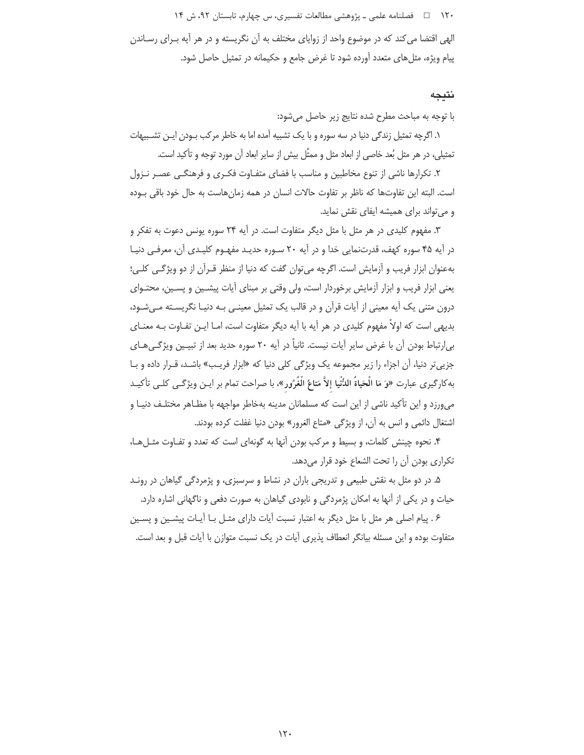الهی اقتضا می‌کند که در موضوع واحد از زوایای مختلف به آن نگریسته و در هر آیه بـرای رسـاندن پیام ویژه، مثل‌های متعدد آورده شود تا غرض جامع و حکیمانه در تمثیل حاصل شود.

## نتیجه

با توجه به مباحث مطرح شده نتایج زیر حاصل می‌شود:

۱. اگرچه تمثیل زندگی دنیا در سه سوره و با یک تشبیه آمده اما به خاطر مرکب بـودن ایـن تشـبیهات تمثیلی، در هر مثل بُعد خاصی از ابعاد مثل و ممثَّل بیش از سایر ابعاد آن مورد توجه و تأکید است.

۲. تکرارها ناشی از تنوع مخاطبین و مناسب با فضای متفـاوت فکـری و فرهنگـی عصـر نـزول است. البته این تفاوت‌ها که ناظر بر تفاوت حالات انسان در همه زمان‌هاست به حال خود باقی بـوده و می‌تواند برای همیشه ایفای نقش نماید.

۳. مفهوم کلیدی در هر مثل با مثل دیگر متفاوت است. در آیه ۲۴ سوره یونس دعوت به تفکر و در آیه ۴۵ سوره کهف، قدرت‌نمایی خدا و در آیه ۲۰ سـوره حدیـد مفهـوم کلیـدی آن، معرفـی دنیـا به‌عنوان ابزار فریب و آزمایش است. اگرچه می‌توان گفت که دنیا از منظر قـرآن از دو ویژگـی کلـی؛ یعنی ابزار فریب و ابزار آزمایش برخوردار است، ولی وقتی بر مبنای آیات پیشـین و پسـین، محتـوای درون متنی یک آیه معینی از آیات قرآن و در قالب یک تمثیل معینـی بـه دنیـا نگریسـته مـی‌شـود، بدیهی است که اولاً مفهوم کلیدی در هر آیه با آیه دیگر متفاوت است، امـا ایـن تفـاوت بـه معنـای بی‌ارتباط بودن آن با غرض سایر آیات نیست. ثانیاً در آیه ۲۰ سوره حدید بعد از تبیـین ویژگـی‌هـای جزیی‌تر دنیا، آن اجزاء را زیر مجموعه یک ویژگی کلی دنیا که «ابزار فریـب» باشـد، قـرار داده و بـا به‌کارگیری عبارت **«وَ مَا الْحَیاةُ الدُّنْیا إِلاَّ مَتاعُ الْغُرُورِ»**، با صراحت تمام بر ایـن ویژگـی کلـی تأکیـد می‌ورزد و این تأکید ناشی از این است که مسلمانان مدینه به‌خاطر مواجهه با مظـاهر مختلـف دنیـا و اشتغال دائمی و انس به آن، از ویژگی «متاع الغرور» بودن دنیا غفلت کرده بودند.

۴. نحوه چینش کلمات، و بسیط و مرکب بودن آنها به گونه‌ای است که تعدد و تفـاوت مثـل‌هـا، تکراری بودن آن را تحت الشعاع خود قرار می‌دهد.

۵. در دو مثل به نقش طبیعی و تدریجی باران در نشاط و سرسبزی، و پژمردگی گیاهان در رونـد حیات و در یکی از آنها به امکان پژمردگی و نابودی گیاهان به صورت دفعی و ناگهانی اشاره دارد.

۶ . پیام اصلی هر مثل با مثل دیگر به اعتبار نسبت آیات دارای مثـل بـا آیـات پیشـین و پسـین متفاوت بوده و این مسئله بیانگر انعطاف پذیری آیات در یک نسبت متوازن با آیات قبل و بعد است.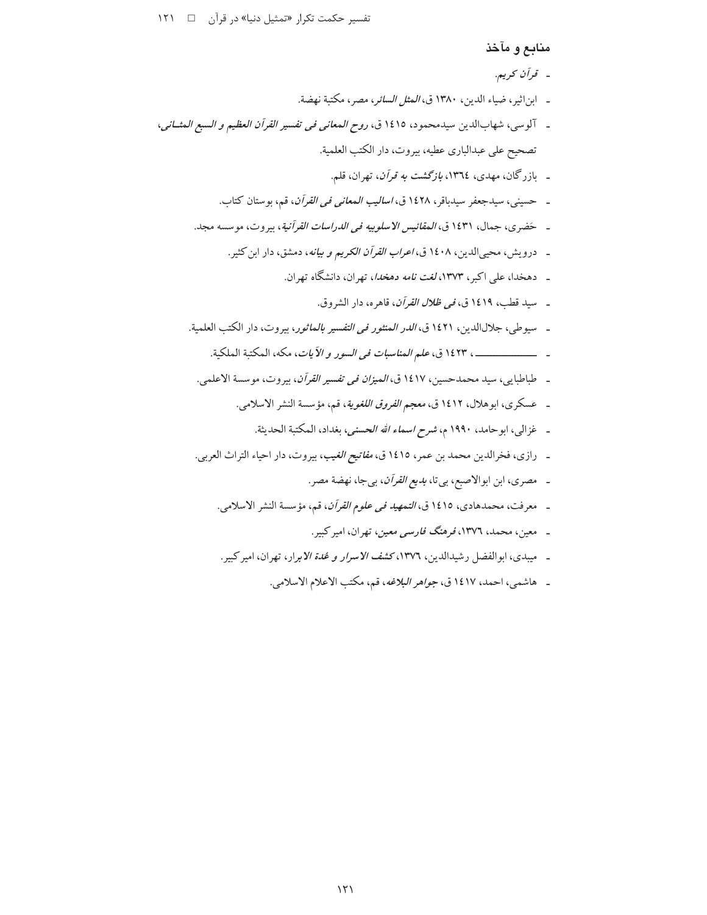## منابع و مآخذ

- *قرآن کریم*.
- ابن‌اثیر، ضیاء الدین، ۱۳۸۰ ق، *المثل السائر*، مصر، مکتبة نهضة.
- آلوسی، شهاب‌الدین سیدمحمود، ۱٤۱٥ ق، *روح المعانی فی تفسیر القرآن العظیم و السبع المثانی*، تصحیح علی عبدالباری عطیه، بیروت، دار الکتب العلمیة.
- بازرگان، مهدی، ۱۳٦٤، *بازگشت به قرآن*، تهران، قلم.
- حسینی، سیدجعفر سیدباقر، ۱٤۲۸ ق، *اسالیب المعانی فی القرآن*، قم، بوستان کتاب.
- حَضری، جمال، ۱٤۳۱ ق، *المقائیس الاسلوبیه فی الدراسات القرآنیة*، بیروت، موسسه مجد.
- درویش، محیی‌الدین، ۱٤۰۸ ق، *اعراب القرآن الکریم و بیانه*، دمشق، دار ابن‌کثیر.
- دهخدا، علی اکبر، ۱۳۷۳، *لغت نامه دهخدا*، تهران، دانشگاه تهران.
- سید قطب، ۱٤۱۹ ق، *فی ظلال القرآن*، قاهره، دار الشروق.
- سیوطی، جلال‌الدین، ۱٤۲۱ ق، *الدر المنثور فی التفسیر بالماثور*، بیروت، دار الکتب العلمیة.
- ـــــــــــــ، ۱٤۲۳ ق، *علم المناسبات فی السور و الآیات*، مکه، المکتبة الملکیة.
- طباطبایی، سید محمدحسین، ۱٤۱۷ ق، *المیزان فی تفسیر القرآن*، بیروت، موسسة الاعلمی.
- عسکری، ابوهلال، ۱٤۱۲ ق، *معجم الفروق اللغویة*، قم، مؤسسة النشر الاسلامی.
- غزالی، ابوحامد، ۱۹۹۰ م، *شرح اسماء الله الحسنی*، بغداد، المکتبة الحدیثة.
- رازی، فخرالدین محمد بن عمر، ۱٤۱٥ ق، *مفاتیح الغیب*، بیروت، دار احیاء التراث العربی.
- مصری، ابن ابوالاصبع، بی‌تا، *بدیع القرآن*، بی‌جا، نهضة مصر.
- معرفت، محمدهادی، ۱٤۱٥ ق، *التمهید فی علوم القرآن*، قم، مؤسسة النشر الاسلامی.
- معین، محمد، ۱۳۷٦، *فرهنگ فارسی معین*، تهران، امیرکبیر.
- میبدی، ابوالفضل رشیدالدین، ۱۳۷٦، *کشف الاسرار و عُدة الابرار*، تهران، امیرکبیر.
- هاشمی، احمد، ۱٤۱۷ ق، *جواهر البلاغه*، قم، مکتب الاعلام الاسلامی.